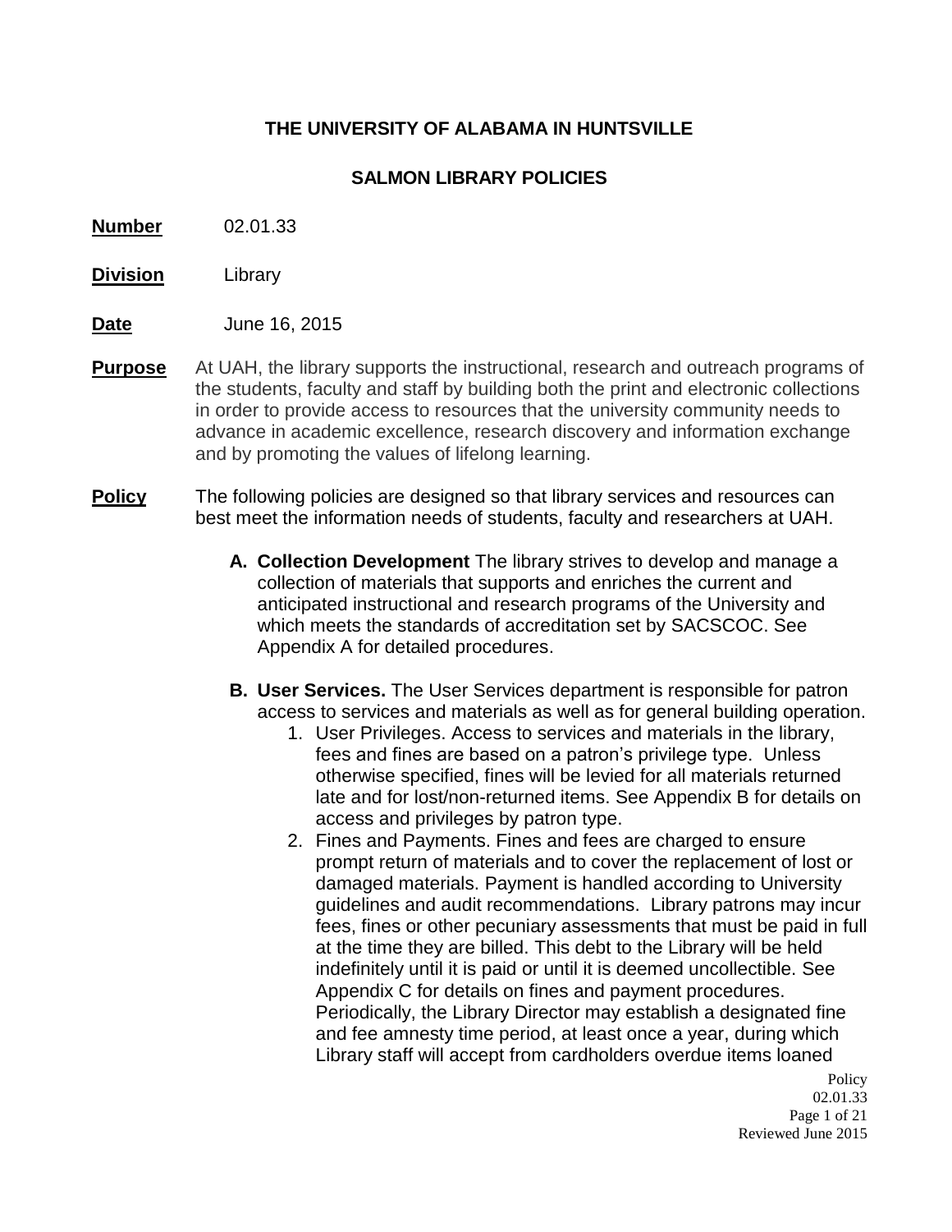**THE UNIVERSITY OF ALABAMA IN HUNTSVILLE**

**SALMON LIBRARY POLICIES**

**Number** 02.01.33

**Division** Library

**Date** June 16, 2015

**Purpose** At UAH, the library supports the instructional, research and outreach programs of the students, faculty and staff by building both the print and electronic collections in order to provide access to resources that the university community needs to advance in academic excellence, research discovery and information exchange and by promoting the values of lifelong learning.

**Policy** The following policies are designed so that library services and resources can best meet the information needs of students, faculty and researchers at UAH.

**A. Collection Development** The library strives to develop and manage a collection of materials that supports and enriches the current and anticipated instructional and research programs of the University and which meets the standards of accreditation set by SACSCOC. See Appendix A for detailed procedures.

**B. User Services.** The User Services department is responsible for patron access to services and materials as well as for general building operation.

1. User Privileges. Access to services and materials in the library, fees and fines are based on a patron's privilege type. Unless otherwise specified, fines will be levied for all materials returned late and for lost/non-returned items. See Appendix B for details on access and privileges by patron type.
2. Fines and Payments. Fines and fees are charged to ensure prompt return of materials and to cover the replacement of lost or damaged materials. Payment is handled according to University guidelines and audit recommendations. Library patrons may incur fees, fines or other pecuniary assessments that must be paid in full at the time they are billed. This debt to the Library will be held indefinitely until it is paid or until it is deemed uncollectible. See Appendix C for details on fines and payment procedures. Periodically, the Library Director may establish a designated fine and fee amnesty time period, at least once a year, during which Library staff will accept from cardholders overdue items loaned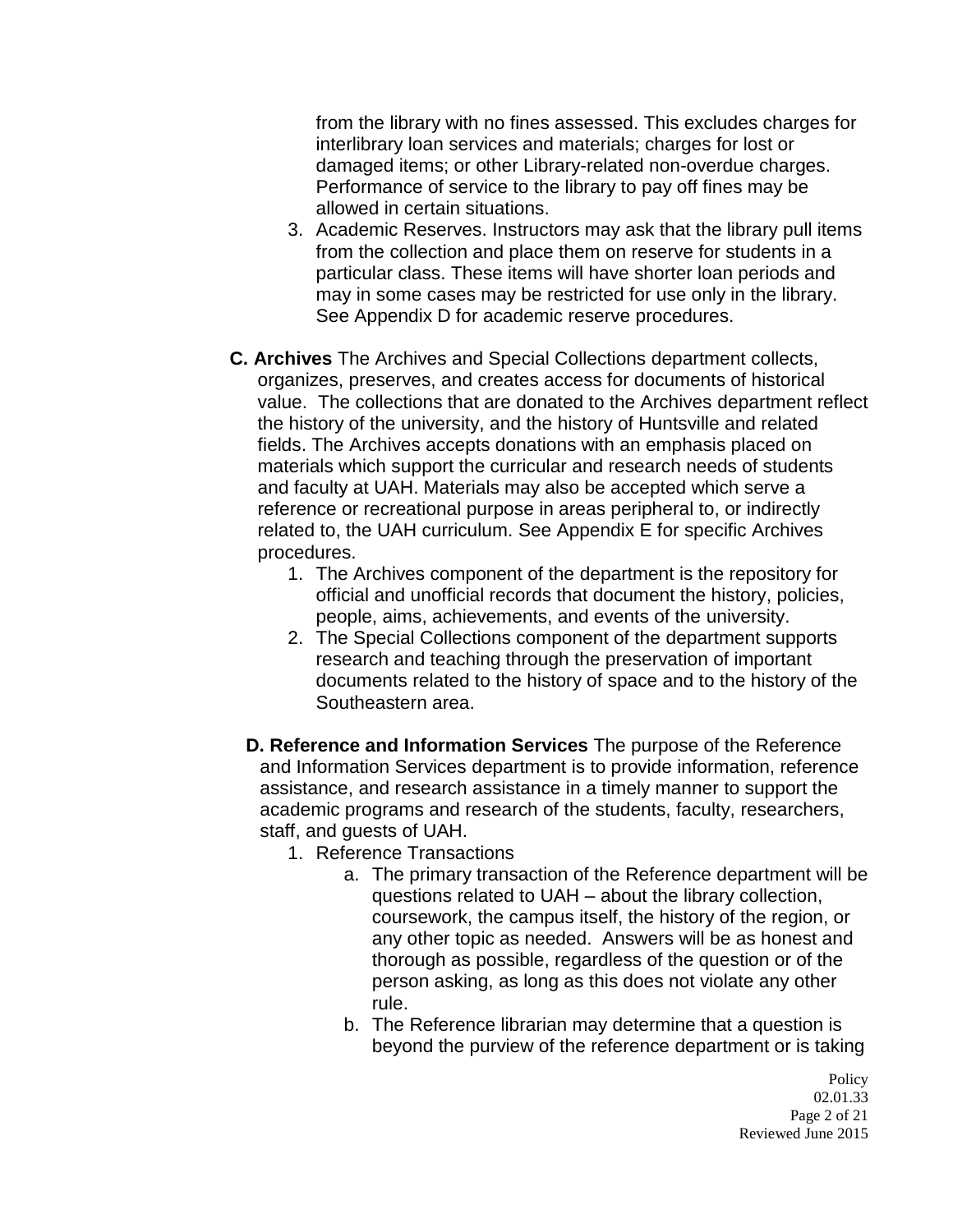from the library with no fines assessed. This excludes charges for interlibrary loan services and materials; charges for lost or damaged items; or other Library-related non-overdue charges. Performance of service to the library to pay off fines may be allowed in certain situations.

3. Academic Reserves. Instructors may ask that the library pull items from the collection and place them on reserve for students in a particular class. These items will have shorter loan periods and may in some cases may be restricted for use only in the library. See Appendix D for academic reserve procedures.

**C. Archives** The Archives and Special Collections department collects, organizes, preserves, and creates access for documents of historical value. The collections that are donated to the Archives department reflect the history of the university, and the history of Huntsville and related fields. The Archives accepts donations with an emphasis placed on materials which support the curricular and research needs of students and faculty at UAH. Materials may also be accepted which serve a reference or recreational purpose in areas peripheral to, or indirectly related to, the UAH curriculum. See Appendix E for specific Archives procedures.

1. The Archives component of the department is the repository for official and unofficial records that document the history, policies, people, aims, achievements, and events of the university.
2. The Special Collections component of the department supports research and teaching through the preservation of important documents related to the history of space and to the history of the Southeastern area.

**D. Reference and Information Services** The purpose of the Reference and Information Services department is to provide information, reference assistance, and research assistance in a timely manner to support the academic programs and research of the students, faculty, researchers, staff, and guests of UAH.

1. Reference Transactions
   a. The primary transaction of the Reference department will be questions related to UAH – about the library collection, coursework, the campus itself, the history of the region, or any other topic as needed. Answers will be as honest and thorough as possible, regardless of the question or of the person asking, as long as this does not violate any other rule.
   b. The Reference librarian may determine that a question is beyond the purview of the reference department or is taking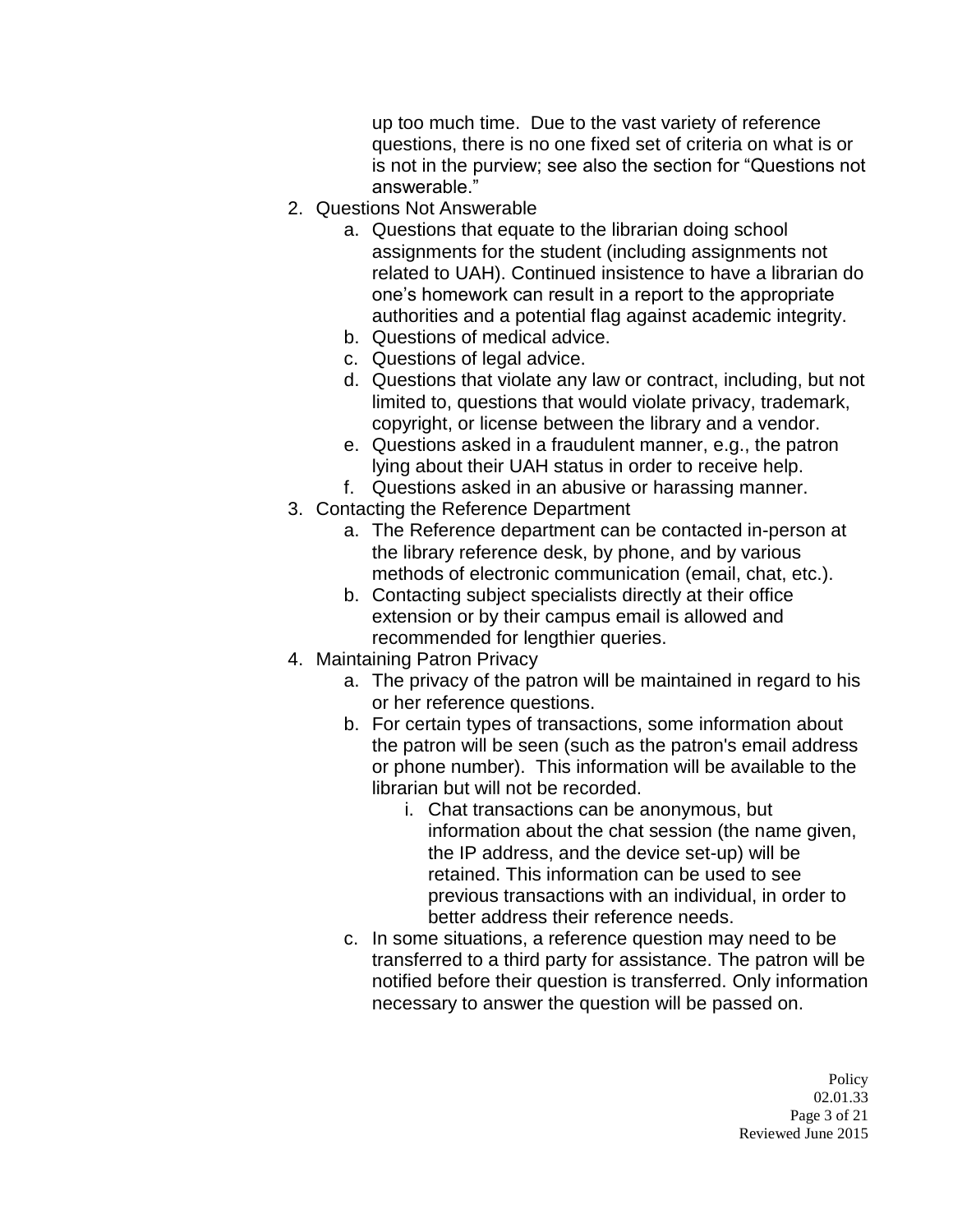up too much time. Due to the vast variety of reference questions, there is no one fixed set of criteria on what is or is not in the purview; see also the section for "Questions not answerable."

2. Questions Not Answerable
    a. Questions that equate to the librarian doing school assignments for the student (including assignments not related to UAH). Continued insistence to have a librarian do one's homework can result in a report to the appropriate authorities and a potential flag against academic integrity.
    b. Questions of medical advice.
    c. Questions of legal advice.
    d. Questions that violate any law or contract, including, but not limited to, questions that would violate privacy, trademark, copyright, or license between the library and a vendor.
    e. Questions asked in a fraudulent manner, e.g., the patron lying about their UAH status in order to receive help.
    f. Questions asked in an abusive or harassing manner.
3. Contacting the Reference Department
    a. The Reference department can be contacted in-person at the library reference desk, by phone, and by various methods of electronic communication (email, chat, etc.).
    b. Contacting subject specialists directly at their office extension or by their campus email is allowed and recommended for lengthier queries.
4. Maintaining Patron Privacy
    a. The privacy of the patron will be maintained in regard to his or her reference questions.
    b. For certain types of transactions, some information about the patron will be seen (such as the patron's email address or phone number). This information will be available to the librarian but will not be recorded.
        i. Chat transactions can be anonymous, but information about the chat session (the name given, the IP address, and the device set-up) will be retained. This information can be used to see previous transactions with an individual, in order to better address their reference needs.
    c. In some situations, a reference question may need to be transferred to a third party for assistance. The patron will be notified before their question is transferred. Only information necessary to answer the question will be passed on.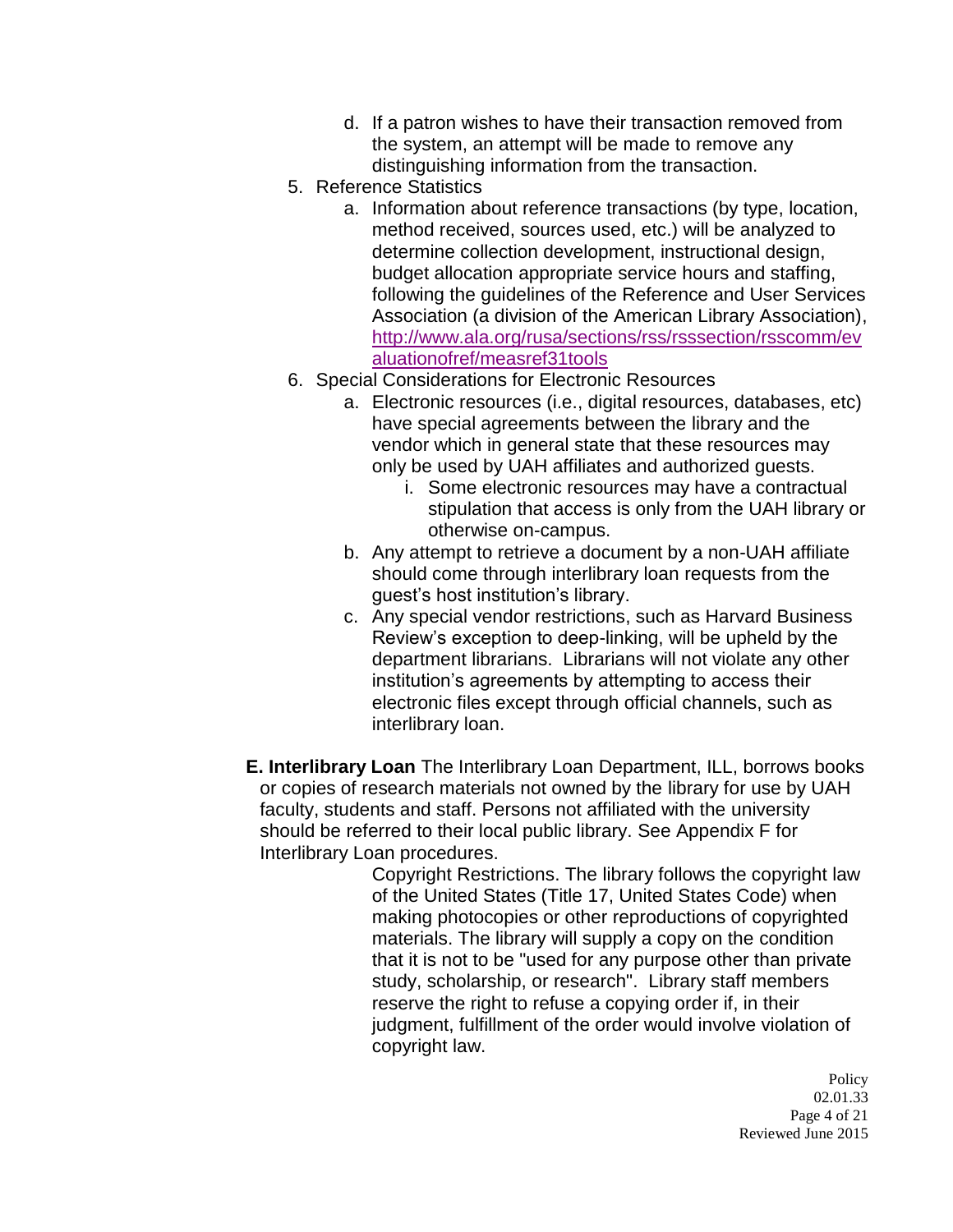d. If a patron wishes to have their transaction removed from the system, an attempt will be made to remove any distinguishing information from the transaction.

5. Reference Statistics
   a. Information about reference transactions (by type, location, method received, sources used, etc.) will be analyzed to determine collection development, instructional design, budget allocation appropriate service hours and staffing, following the guidelines of the Reference and User Services Association (a division of the American Library Association), [http://www.ala.org/rusa/sections/rss/rsssection/rsscomm/evaluationofref/measref31tools](http://www.ala.org/rusa/sections/rss/rsssection/rsscomm/evaluationofref/measref31tools)

6. Special Considerations for Electronic Resources
   a. Electronic resources (i.e., digital resources, databases, etc) have special agreements between the library and the vendor which in general state that these resources may only be used by UAH affiliates and authorized guests.
      i. Some electronic resources may have a contractual stipulation that access is only from the UAH library or otherwise on-campus.
   b. Any attempt to retrieve a document by a non-UAH affiliate should come through interlibrary loan requests from the guest's host institution's library.
   c. Any special vendor restrictions, such as Harvard Business Review's exception to deep-linking, will be upheld by the department librarians. Librarians will not violate any other institution's agreements by attempting to access their electronic files except through official channels, such as interlibrary loan.

**E. Interlibrary Loan** The Interlibrary Loan Department, ILL, borrows books or copies of research materials not owned by the library for use by UAH faculty, students and staff. Persons not affiliated with the university should be referred to their local public library. See Appendix F for Interlibrary Loan procedures.

Copyright Restrictions. The library follows the copyright law of the United States (Title 17, United States Code) when making photocopies or other reproductions of copyrighted materials. The library will supply a copy on the condition that it is not to be "used for any purpose other than private study, scholarship, or research". Library staff members reserve the right to refuse a copying order if, in their judgment, fulfillment of the order would involve violation of copyright law.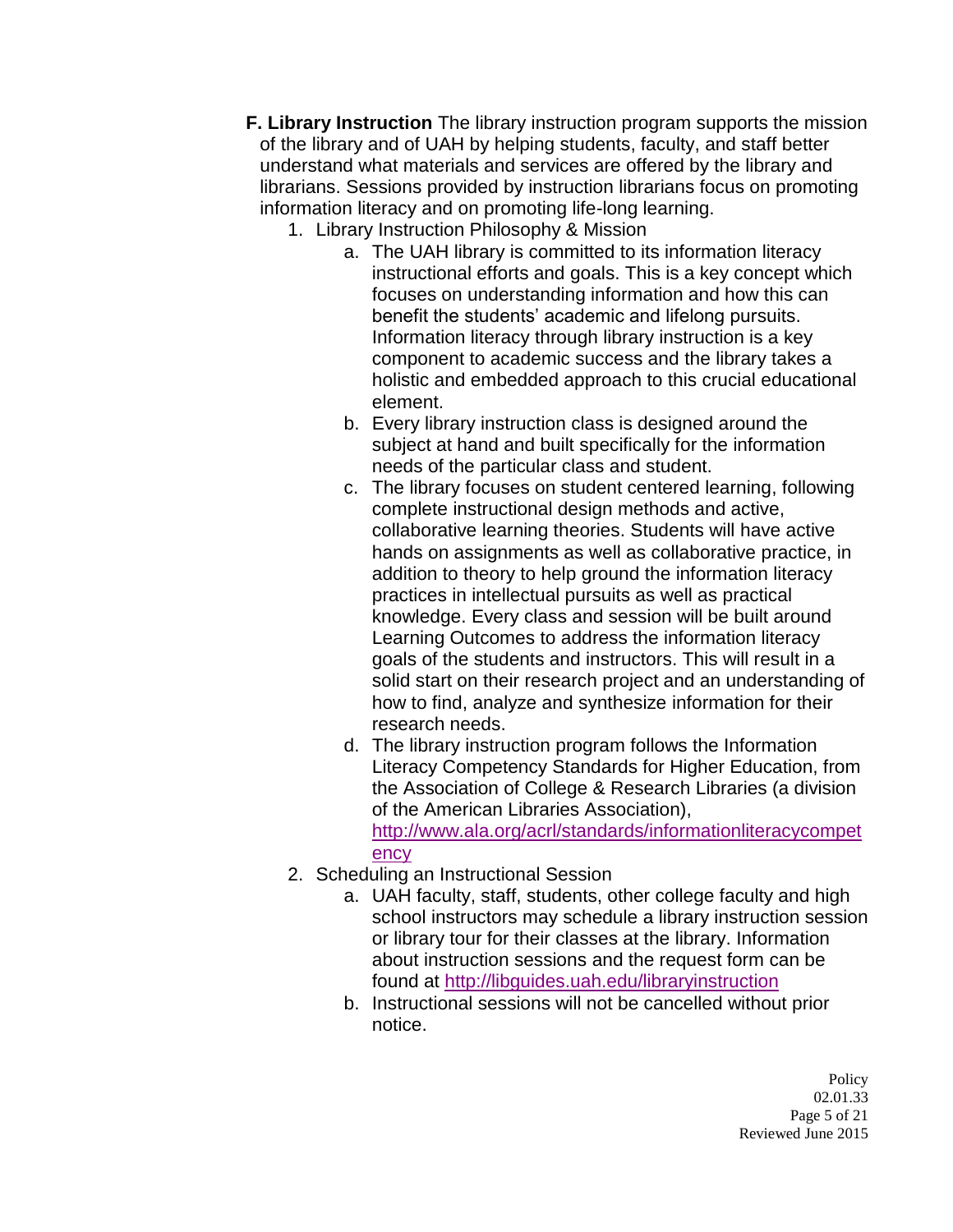**F. Library Instruction** The library instruction program supports the mission of the library and of UAH by helping students, faculty, and staff better understand what materials and services are offered by the library and librarians. Sessions provided by instruction librarians focus on promoting information literacy and on promoting life-long learning.

1. Library Instruction Philosophy & Mission
   a. The UAH library is committed to its information literacy instructional efforts and goals. This is a key concept which focuses on understanding information and how this can benefit the students' academic and lifelong pursuits. Information literacy through library instruction is a key component to academic success and the library takes a holistic and embedded approach to this crucial educational element.
   b. Every library instruction class is designed around the subject at hand and built specifically for the information needs of the particular class and student.
   c. The library focuses on student centered learning, following complete instructional design methods and active, collaborative learning theories. Students will have active hands on assignments as well as collaborative practice, in addition to theory to help ground the information literacy practices in intellectual pursuits as well as practical knowledge. Every class and session will be built around Learning Outcomes to address the information literacy goals of the students and instructors. This will result in a solid start on their research project and an understanding of how to find, analyze and synthesize information for their research needs.
   d. The library instruction program follows the Information Literacy Competency Standards for Higher Education, from the Association of College & Research Libraries (a division of the American Libraries Association), http://www.ala.org/acrl/standards/informationliteracycompetency
2. Scheduling an Instructional Session
   a. UAH faculty, staff, students, other college faculty and high school instructors may schedule a library instruction session or library tour for their classes at the library. Information about instruction sessions and the request form can be found at http://libguides.uah.edu/libraryinstruction
   b. Instructional sessions will not be cancelled without prior notice.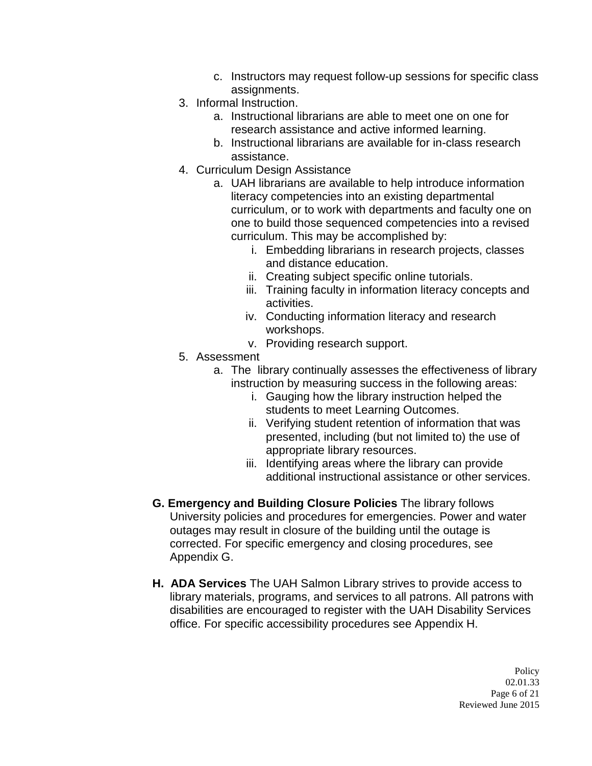c. Instructors may request follow-up sessions for specific class assignments.

3. Informal Instruction.
   a. Instructional librarians are able to meet one on one for research assistance and active informed learning.
   b. Instructional librarians are available for in-class research assistance.
4. Curriculum Design Assistance
   a. UAH librarians are available to help introduce information literacy competencies into an existing departmental curriculum, or to work with departments and faculty one on one to build those sequenced competencies into a revised curriculum. This may be accomplished by:
      i. Embedding librarians in research projects, classes and distance education.
      ii. Creating subject specific online tutorials.
      iii. Training faculty in information literacy concepts and activities.
      iv. Conducting information literacy and research workshops.
      v. Providing research support.
5. Assessment
   a. The library continually assesses the effectiveness of library instruction by measuring success in the following areas:
      i. Gauging how the library instruction helped the students to meet Learning Outcomes.
      ii. Verifying student retention of information that was presented, including (but not limited to) the use of appropriate library resources.
      iii. Identifying areas where the library can provide additional instructional assistance or other services.

**G. Emergency and Building Closure Policies** The library follows University policies and procedures for emergencies. Power and water outages may result in closure of the building until the outage is corrected. For specific emergency and closing procedures, see Appendix G.

**H. ADA Services** The UAH Salmon Library strives to provide access to library materials, programs, and services to all patrons. All patrons with disabilities are encouraged to register with the UAH Disability Services office. For specific accessibility procedures see Appendix H.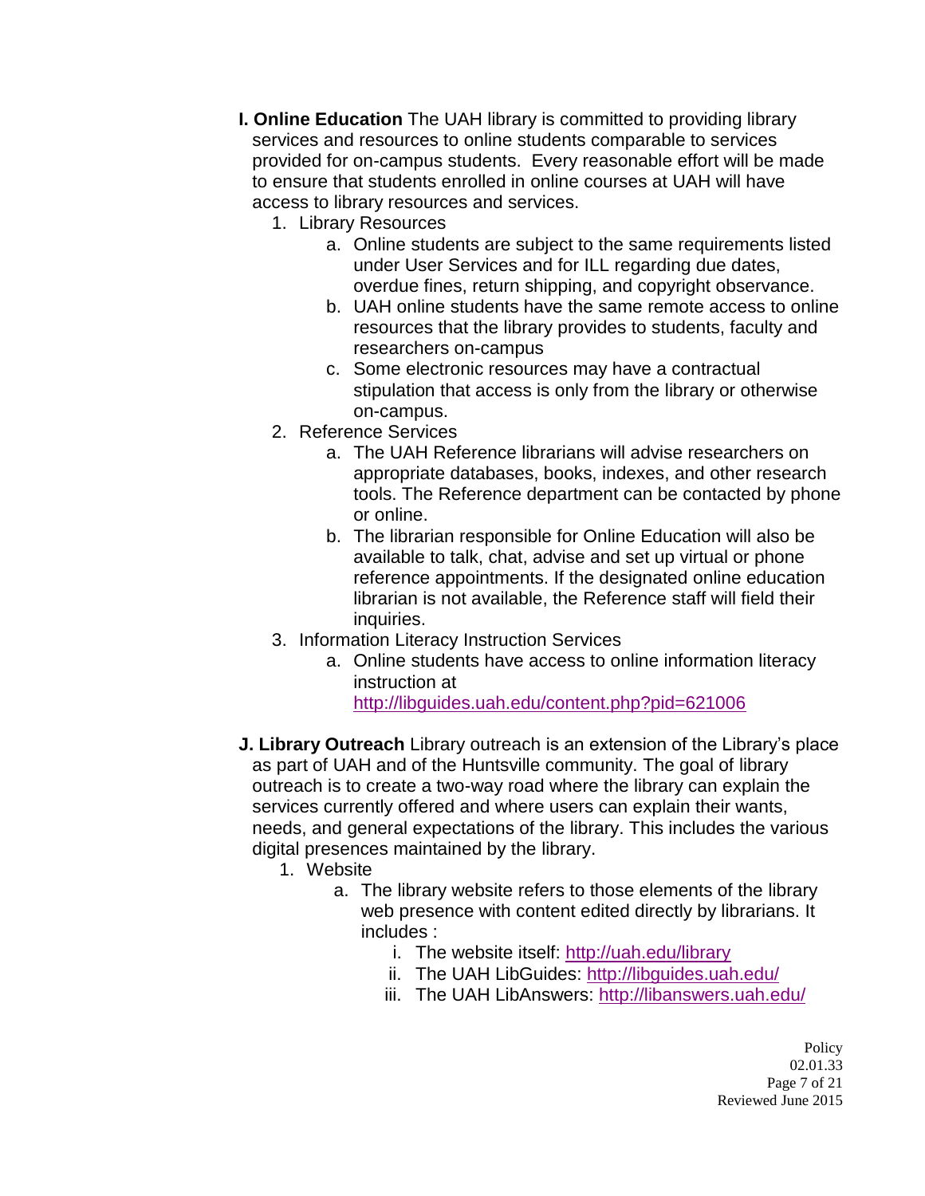**I. Online Education** The UAH library is committed to providing library services and resources to online students comparable to services provided for on-campus students. Every reasonable effort will be made to ensure that students enrolled in online courses at UAH will have access to library resources and services.

1. Library Resources
    a. Online students are subject to the same requirements listed under User Services and for ILL regarding due dates, overdue fines, return shipping, and copyright observance.
    b. UAH online students have the same remote access to online resources that the library provides to students, faculty and researchers on-campus
    c. Some electronic resources may have a contractual stipulation that access is only from the library or otherwise on-campus.
2. Reference Services
    a. The UAH Reference librarians will advise researchers on appropriate databases, books, indexes, and other research tools. The Reference department can be contacted by phone or online.
    b. The librarian responsible for Online Education will also be available to talk, chat, advise and set up virtual or phone reference appointments. If the designated online education librarian is not available, the Reference staff will field their inquiries.
3. Information Literacy Instruction Services
    a. Online students have access to online information literacy instruction at http://libguides.uah.edu/content.php?pid=621006

**J. Library Outreach** Library outreach is an extension of the Library's place as part of UAH and of the Huntsville community. The goal of library outreach is to create a two-way road where the library can explain the services currently offered and where users can explain their wants, needs, and general expectations of the library. This includes the various digital presences maintained by the library.

1. Website
    a. The library website refers to those elements of the library web presence with content edited directly by librarians. It includes :
        i. The website itself: http://uah.edu/library
        ii. The UAH LibGuides: http://libguides.uah.edu/
        iii. The UAH LibAnswers: http://libanswers.uah.edu/

Policy
02.01.33
Reviewed June 2015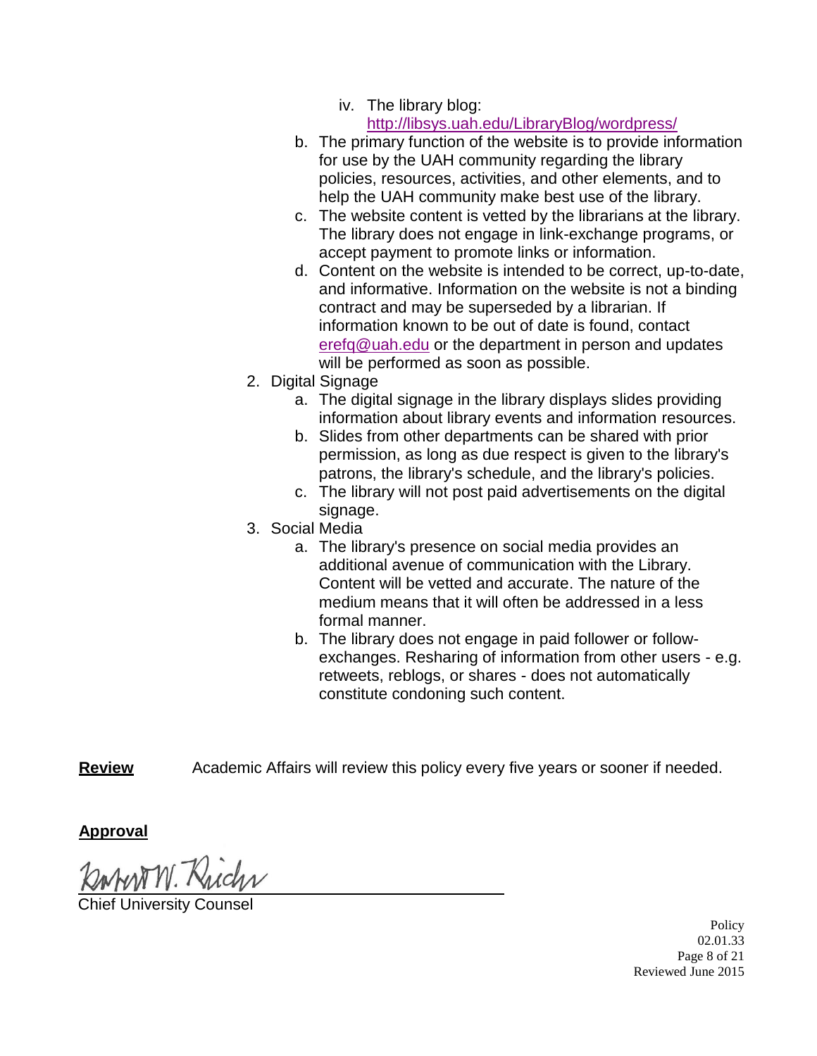- iv. The library blog: http://libsys.uah.edu/LibraryBlog/wordpress/

   b. The primary function of the website is to provide information for use by the UAH community regarding the library policies, resources, activities, and other elements, and to help the UAH community make best use of the library.

   c. The website content is vetted by the librarians at the library. The library does not engage in link-exchange programs, or accept payment to promote links or information.

   d. Content on the website is intended to be correct, up-to-date, and informative. Information on the website is not a binding contract and may be superseded by a librarian. If information known to be out of date is found, contact erefq@uah.edu or the department in person and updates will be performed as soon as possible.

2. Digital Signage
   a. The digital signage in the library displays slides providing information about library events and information resources.
   b. Slides from other departments can be shared with prior permission, as long as due respect is given to the library's patrons, the library's schedule, and the library's policies.
   c. The library will not post paid advertisements on the digital signage.

3. Social Media
   a. The library's presence on social media provides an additional avenue of communication with the Library. Content will be vetted and accurate. The nature of the medium means that it will often be addressed in a less formal manner.
   b. The library does not engage in paid follower or follow-exchanges. Resharing of information from other users - e.g. retweets, reblogs, or shares - does not automatically constitute condoning such content.

**Review** Academic Affairs will review this policy every five years or sooner if needed.

**Approval**

Robert W. Rich

Chief University Counsel

Policy
02.01.33
Reviewed June 2015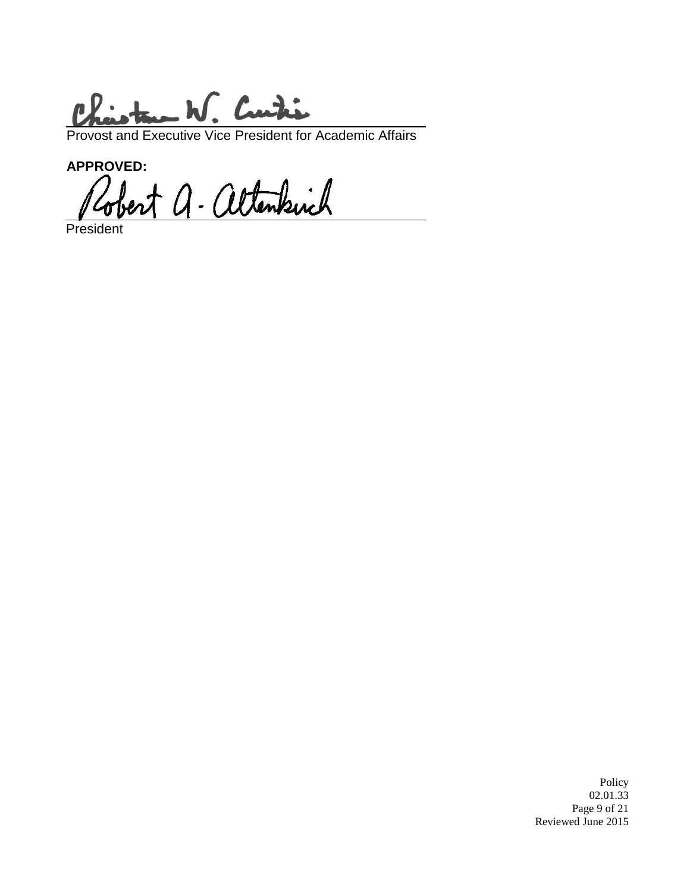Provost and Executive Vice President for Academic Affairs

**APPROVED:**

President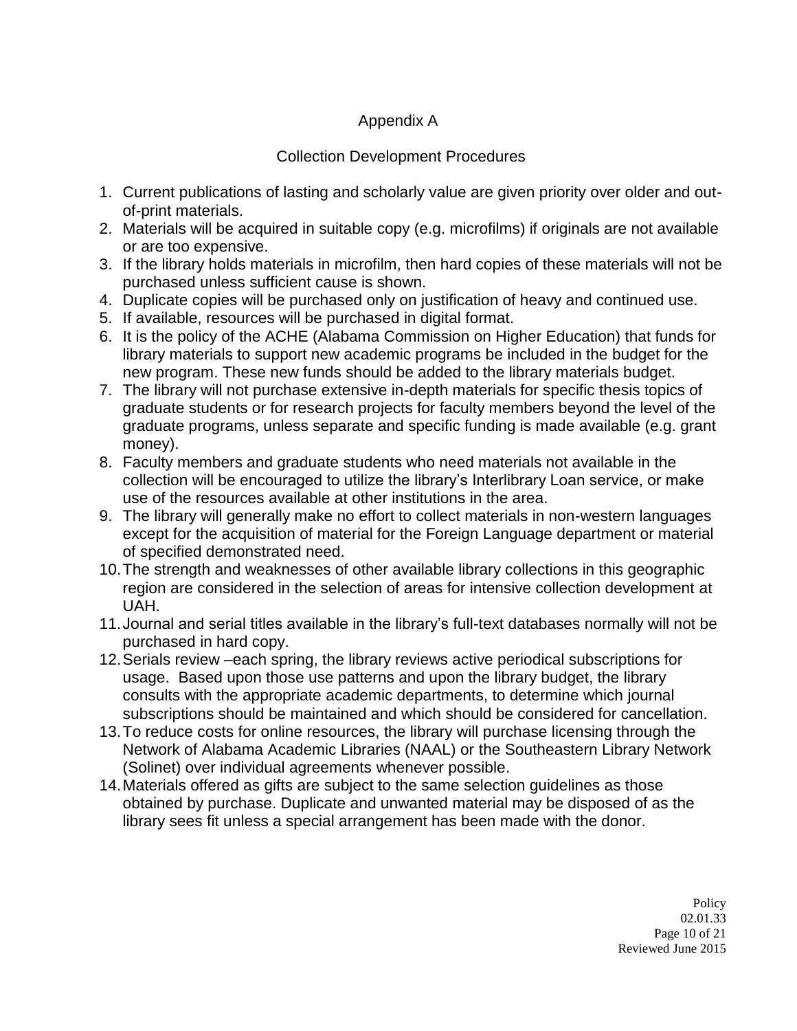# Appendix A

## Collection Development Procedures

1. Current publications of lasting and scholarly value are given priority over older and out-of-print materials.
2. Materials will be acquired in suitable copy (e.g. microfilms) if originals are not available or are too expensive.
3. If the library holds materials in microfilm, then hard copies of these materials will not be purchased unless sufficient cause is shown.
4. Duplicate copies will be purchased only on justification of heavy and continued use.
5. If available, resources will be purchased in digital format.
6. It is the policy of the ACHE (Alabama Commission on Higher Education) that funds for library materials to support new academic programs be included in the budget for the new program. These new funds should be added to the library materials budget.
7. The library will not purchase extensive in-depth materials for specific thesis topics of graduate students or for research projects for faculty members beyond the level of the graduate programs, unless separate and specific funding is made available (e.g. grant money).
8. Faculty members and graduate students who need materials not available in the collection will be encouraged to utilize the library's Interlibrary Loan service, or make use of the resources available at other institutions in the area.
9. The library will generally make no effort to collect materials in non-western languages except for the acquisition of material for the Foreign Language department or material of specified demonstrated need.
10. The strength and weaknesses of other available library collections in this geographic region are considered in the selection of areas for intensive collection development at UAH.
11. Journal and serial titles available in the library's full-text databases normally will not be purchased in hard copy.
12. Serials review –each spring, the library reviews active periodical subscriptions for usage. Based upon those use patterns and upon the library budget, the library consults with the appropriate academic departments, to determine which journal subscriptions should be maintained and which should be considered for cancellation.
13. To reduce costs for online resources, the library will purchase licensing through the Network of Alabama Academic Libraries (NAAL) or the Southeastern Library Network (Solinet) over individual agreements whenever possible.
14. Materials offered as gifts are subject to the same selection guidelines as those obtained by purchase. Duplicate and unwanted material may be disposed of as the library sees fit unless a special arrangement has been made with the donor.

Policy
02.01.33
Reviewed June 2015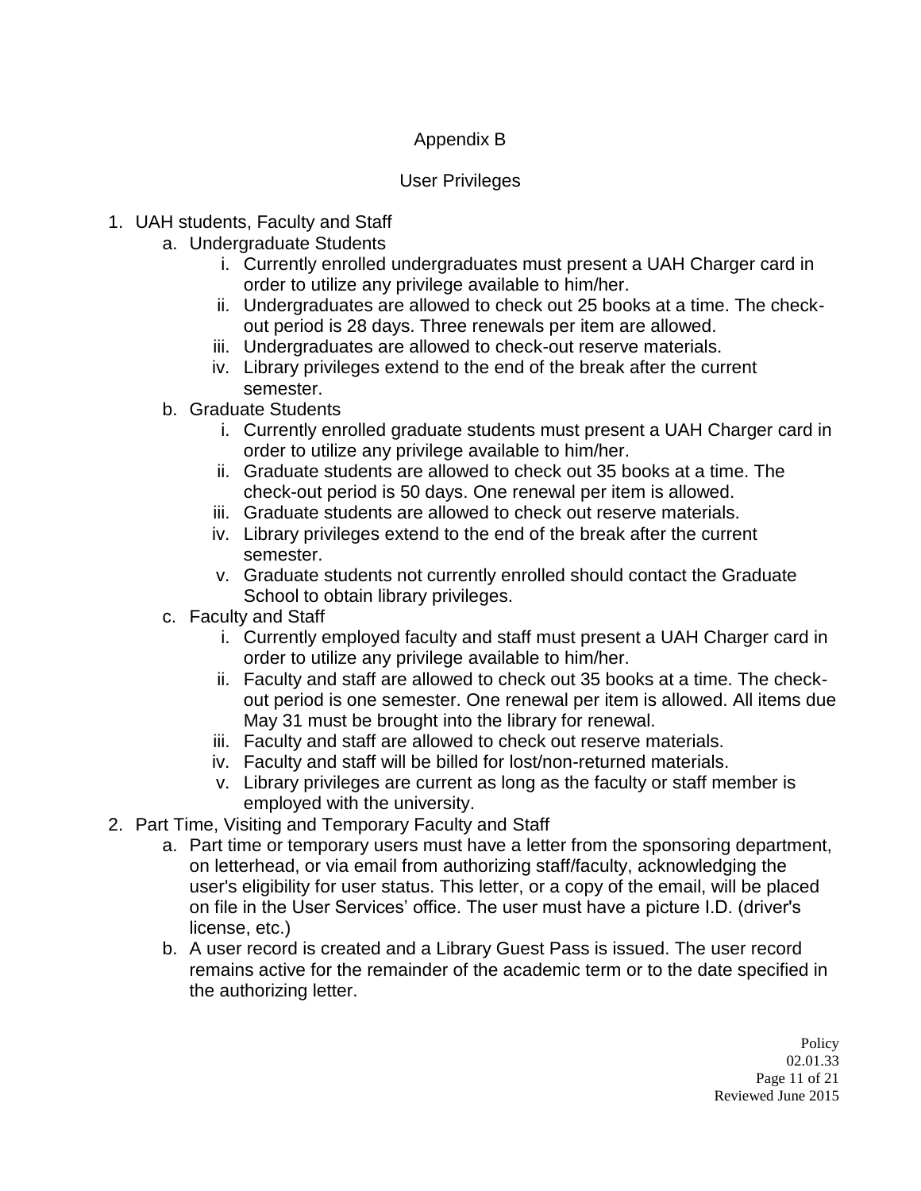# Appendix B

## User Privileges

1. UAH students, Faculty and Staff
   a. Undergraduate Students
      i. Currently enrolled undergraduates must present a UAH Charger card in order to utilize any privilege available to him/her.
      ii. Undergraduates are allowed to check out 25 books at a time. The check-out period is 28 days. Three renewals per item are allowed.
      iii. Undergraduates are allowed to check-out reserve materials.
      iv. Library privileges extend to the end of the break after the current semester.
   b. Graduate Students
      i. Currently enrolled graduate students must present a UAH Charger card in order to utilize any privilege available to him/her.
      ii. Graduate students are allowed to check out 35 books at a time. The check-out period is 50 days. One renewal per item is allowed.
      iii. Graduate students are allowed to check out reserve materials.
      iv. Library privileges extend to the end of the break after the current semester.
      v. Graduate students not currently enrolled should contact the Graduate School to obtain library privileges.
   c. Faculty and Staff
      i. Currently employed faculty and staff must present a UAH Charger card in order to utilize any privilege available to him/her.
      ii. Faculty and staff are allowed to check out 35 books at a time. The check-out period is one semester. One renewal per item is allowed. All items due May 31 must be brought into the library for renewal.
      iii. Faculty and staff are allowed to check out reserve materials.
      iv. Faculty and staff will be billed for lost/non-returned materials.
      v. Library privileges are current as long as the faculty or staff member is employed with the university.
2. Part Time, Visiting and Temporary Faculty and Staff
   a. Part time or temporary users must have a letter from the sponsoring department, on letterhead, or via email from authorizing staff/faculty, acknowledging the user's eligibility for user status. This letter, or a copy of the email, will be placed on file in the User Services' office. The user must have a picture I.D. (driver's license, etc.)
   b. A user record is created and a Library Guest Pass is issued. The user record remains active for the remainder of the academic term or to the date specified in the authorizing letter.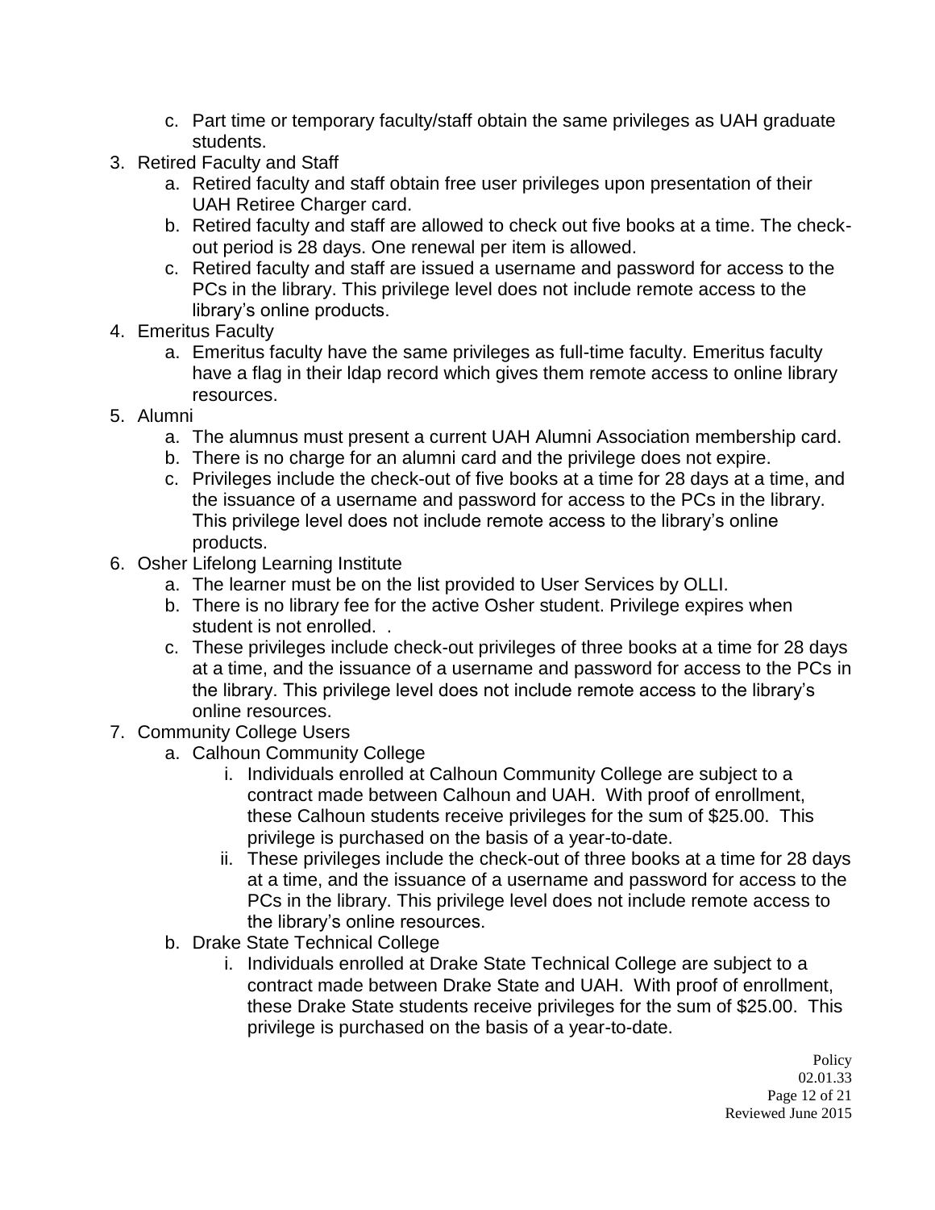c. Part time or temporary faculty/staff obtain the same privileges as UAH graduate students.

3. Retired Faculty and Staff
   a. Retired faculty and staff obtain free user privileges upon presentation of their UAH Retiree Charger card.
   b. Retired faculty and staff are allowed to check out five books at a time. The check-out period is 28 days. One renewal per item is allowed.
   c. Retired faculty and staff are issued a username and password for access to the PCs in the library. This privilege level does not include remote access to the library's online products.
4. Emeritus Faculty
   a. Emeritus faculty have the same privileges as full-time faculty. Emeritus faculty have a flag in their ldap record which gives them remote access to online library resources.
5. Alumni
   a. The alumnus must present a current UAH Alumni Association membership card.
   b. There is no charge for an alumni card and the privilege does not expire.
   c. Privileges include the check-out of five books at a time for 28 days at a time, and the issuance of a username and password for access to the PCs in the library. This privilege level does not include remote access to the library's online products.
6. Osher Lifelong Learning Institute
   a. The learner must be on the list provided to User Services by OLLI.
   b. There is no library fee for the active Osher student. Privilege expires when student is not enrolled. .
   c. These privileges include check-out privileges of three books at a time for 28 days at a time, and the issuance of a username and password for access to the PCs in the library. This privilege level does not include remote access to the library's online resources.
7. Community College Users
   a. Calhoun Community College
      i. Individuals enrolled at Calhoun Community College are subject to a contract made between Calhoun and UAH. With proof of enrollment, these Calhoun students receive privileges for the sum of $25.00. This privilege is purchased on the basis of a year-to-date.
      ii. These privileges include the check-out of three books at a time for 28 days at a time, and the issuance of a username and password for access to the PCs in the library. This privilege level does not include remote access to the library's online resources.
   b. Drake State Technical College
      i. Individuals enrolled at Drake State Technical College are subject to a contract made between Drake State and UAH. With proof of enrollment, these Drake State students receive privileges for the sum of $25.00. This privilege is purchased on the basis of a year-to-date.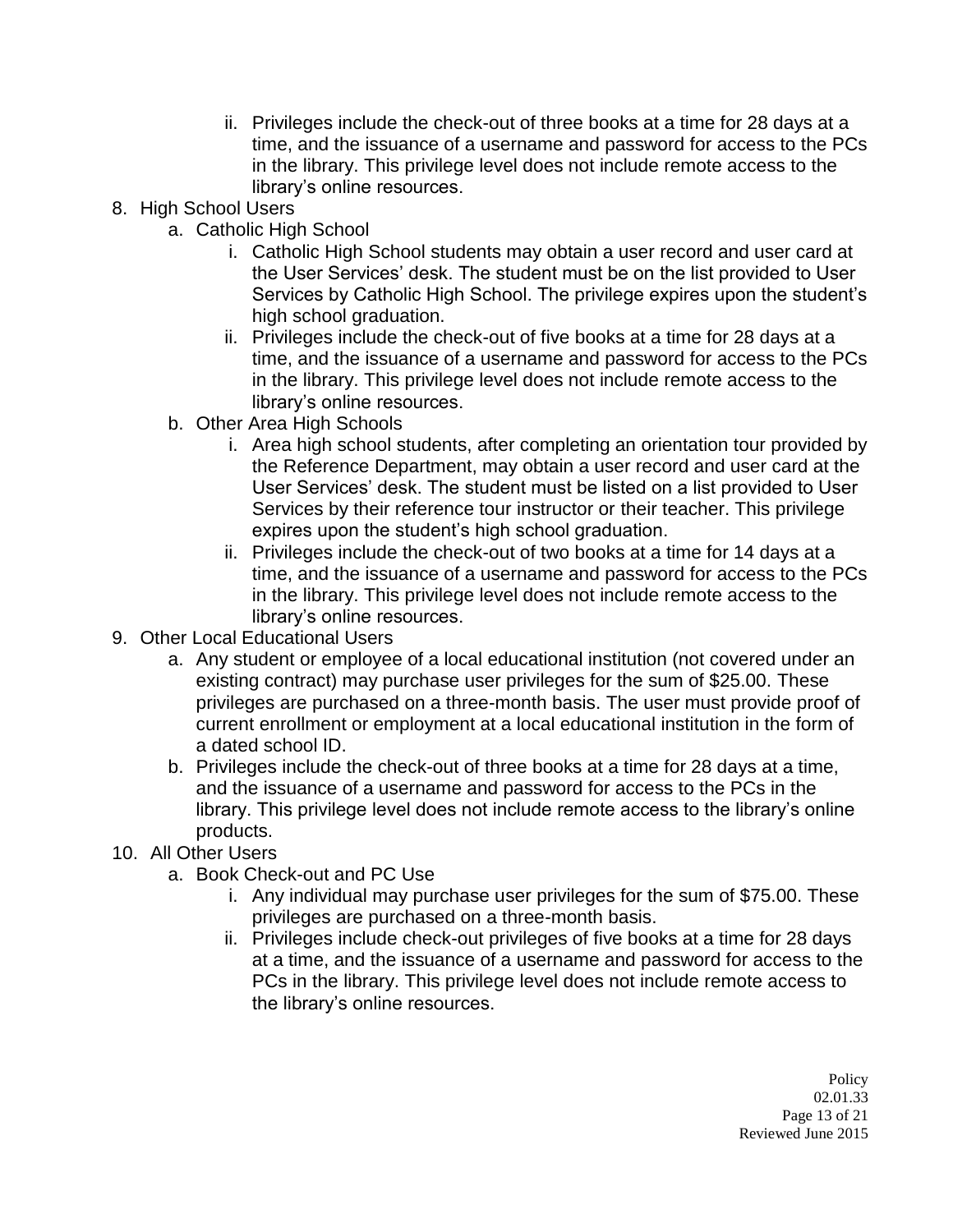ii. Privileges include the check-out of three books at a time for 28 days at a time, and the issuance of a username and password for access to the PCs in the library. This privilege level does not include remote access to the library's online resources.

8. High School Users
    a. Catholic High School
        i. Catholic High School students may obtain a user record and user card at the User Services' desk. The student must be on the list provided to User Services by Catholic High School. The privilege expires upon the student's high school graduation.
        ii. Privileges include the check-out of five books at a time for 28 days at a time, and the issuance of a username and password for access to the PCs in the library. This privilege level does not include remote access to the library's online resources.
    b. Other Area High Schools
        i. Area high school students, after completing an orientation tour provided by the Reference Department, may obtain a user record and user card at the User Services' desk. The student must be listed on a list provided to User Services by their reference tour instructor or their teacher. This privilege expires upon the student's high school graduation.
        ii. Privileges include the check-out of two books at a time for 14 days at a time, and the issuance of a username and password for access to the PCs in the library. This privilege level does not include remote access to the library's online resources.
9. Other Local Educational Users
    a. Any student or employee of a local educational institution (not covered under an existing contract) may purchase user privileges for the sum of $25.00. These privileges are purchased on a three-month basis. The user must provide proof of current enrollment or employment at a local educational institution in the form of a dated school ID.
    b. Privileges include the check-out of three books at a time for 28 days at a time, and the issuance of a username and password for access to the PCs in the library. This privilege level does not include remote access to the library's online products.
10. All Other Users
    a. Book Check-out and PC Use
        i. Any individual may purchase user privileges for the sum of $75.00. These privileges are purchased on a three-month basis.
        ii. Privileges include check-out privileges of five books at a time for 28 days at a time, and the issuance of a username and password for access to the PCs in the library. This privilege level does not include remote access to the library's online resources.

Policy
02.01.33
Reviewed June 2015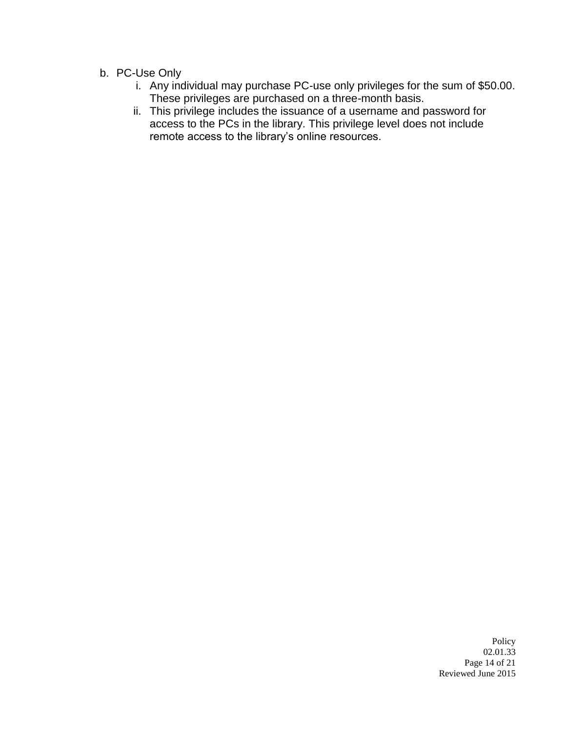b. PC-Use Only
    i. Any individual may purchase PC-use only privileges for the sum of $50.00. These privileges are purchased on a three-month basis.
    ii. This privilege includes the issuance of a username and password for access to the PCs in the library. This privilege level does not include remote access to the library's online resources.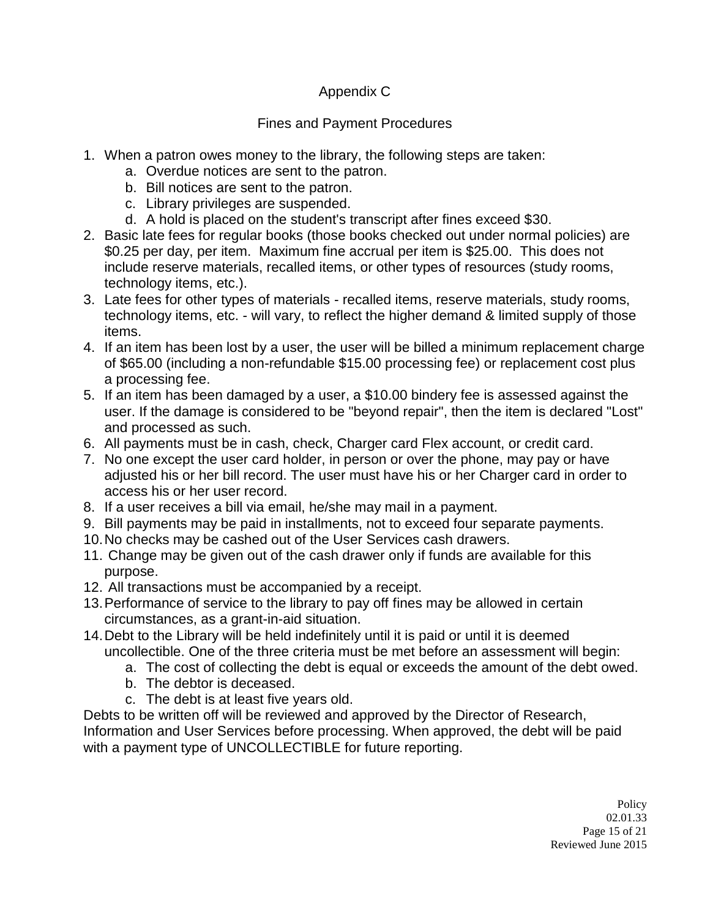## Appendix C

### Fines and Payment Procedures

1. When a patron owes money to the library, the following steps are taken:
   a. Overdue notices are sent to the patron.
   b. Bill notices are sent to the patron.
   c. Library privileges are suspended.
   d. A hold is placed on the student's transcript after fines exceed $30.
2. Basic late fees for regular books (those books checked out under normal policies) are $0.25 per day, per item. Maximum fine accrual per item is $25.00. This does not include reserve materials, recalled items, or other types of resources (study rooms, technology items, etc.).
3. Late fees for other types of materials - recalled items, reserve materials, study rooms, technology items, etc. - will vary, to reflect the higher demand & limited supply of those items.
4. If an item has been lost by a user, the user will be billed a minimum replacement charge of $65.00 (including a non-refundable $15.00 processing fee) or replacement cost plus a processing fee.
5. If an item has been damaged by a user, a $10.00 bindery fee is assessed against the user. If the damage is considered to be "beyond repair", then the item is declared "Lost" and processed as such.
6. All payments must be in cash, check, Charger card Flex account, or credit card.
7. No one except the user card holder, in person or over the phone, may pay or have adjusted his or her bill record. The user must have his or her Charger card in order to access his or her user record.
8. If a user receives a bill via email, he/she may mail in a payment.
9. Bill payments may be paid in installments, not to exceed four separate payments.
10. No checks may be cashed out of the User Services cash drawers.
11. Change may be given out of the cash drawer only if funds are available for this purpose.
12. All transactions must be accompanied by a receipt.
13. Performance of service to the library to pay off fines may be allowed in certain circumstances, as a grant-in-aid situation.
14. Debt to the Library will be held indefinitely until it is paid or until it is deemed uncollectible. One of the three criteria must be met before an assessment will begin:
    a. The cost of collecting the debt is equal or exceeds the amount of the debt owed.
    b. The debtor is deceased.
    c. The debt is at least five years old.

Debts to be written off will be reviewed and approved by the Director of Research, Information and User Services before processing. When approved, the debt will be paid with a payment type of UNCOLLECTIBLE for future reporting.

Policy
02.01.33
Reviewed June 2015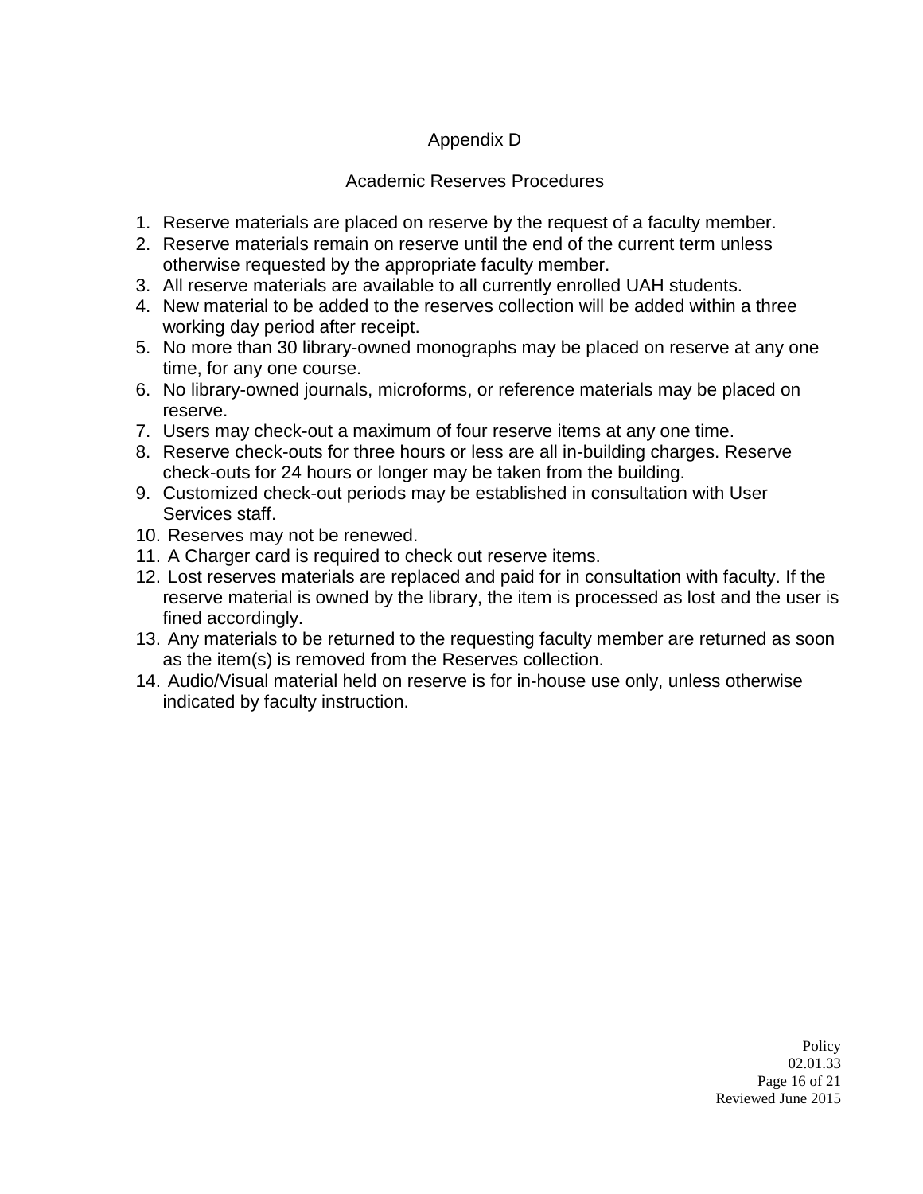# Appendix D

## Academic Reserves Procedures

1. Reserve materials are placed on reserve by the request of a faculty member.
2. Reserve materials remain on reserve until the end of the current term unless otherwise requested by the appropriate faculty member.
3. All reserve materials are available to all currently enrolled UAH students.
4. New material to be added to the reserves collection will be added within a three working day period after receipt.
5. No more than 30 library-owned monographs may be placed on reserve at any one time, for any one course.
6. No library-owned journals, microforms, or reference materials may be placed on reserve.
7. Users may check-out a maximum of four reserve items at any one time.
8. Reserve check-outs for three hours or less are all in-building charges. Reserve check-outs for 24 hours or longer may be taken from the building.
9. Customized check-out periods may be established in consultation with User Services staff.
10. Reserves may not be renewed.
11. A Charger card is required to check out reserve items.
12. Lost reserves materials are replaced and paid for in consultation with faculty. If the reserve material is owned by the library, the item is processed as lost and the user is fined accordingly.
13. Any materials to be returned to the requesting faculty member are returned as soon as the item(s) is removed from the Reserves collection.
14. Audio/Visual material held on reserve is for in-house use only, unless otherwise indicated by faculty instruction.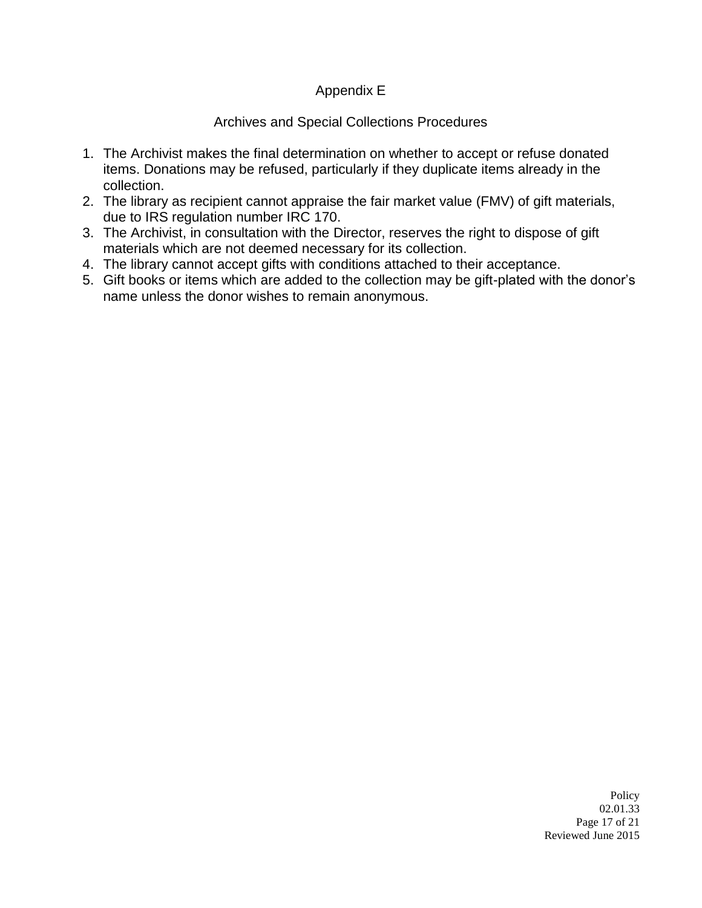# Appendix E

## Archives and Special Collections Procedures

1. The Archivist makes the final determination on whether to accept or refuse donated items. Donations may be refused, particularly if they duplicate items already in the collection.
2. The library as recipient cannot appraise the fair market value (FMV) of gift materials, due to IRS regulation number IRC 170.
3. The Archivist, in consultation with the Director, reserves the right to dispose of gift materials which are not deemed necessary for its collection.
4. The library cannot accept gifts with conditions attached to their acceptance.
5. Gift books or items which are added to the collection may be gift-plated with the donor's name unless the donor wishes to remain anonymous.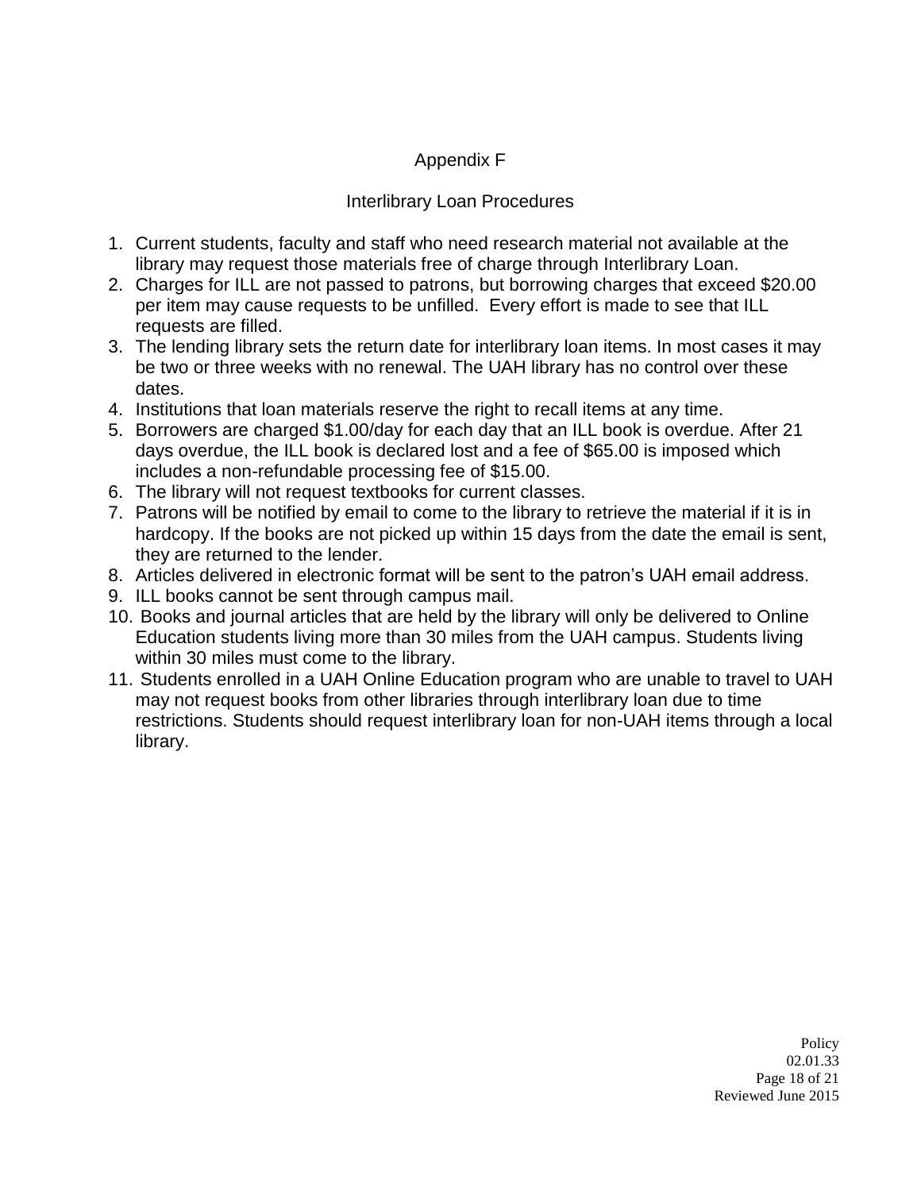## Appendix F

### Interlibrary Loan Procedures

1. Current students, faculty and staff who need research material not available at the library may request those materials free of charge through Interlibrary Loan.
2. Charges for ILL are not passed to patrons, but borrowing charges that exceed $20.00 per item may cause requests to be unfilled. Every effort is made to see that ILL requests are filled.
3. The lending library sets the return date for interlibrary loan items. In most cases it may be two or three weeks with no renewal. The UAH library has no control over these dates.
4. Institutions that loan materials reserve the right to recall items at any time.
5. Borrowers are charged $1.00/day for each day that an ILL book is overdue. After 21 days overdue, the ILL book is declared lost and a fee of $65.00 is imposed which includes a non-refundable processing fee of $15.00.
6. The library will not request textbooks for current classes.
7. Patrons will be notified by email to come to the library to retrieve the material if it is in hardcopy. If the books are not picked up within 15 days from the date the email is sent, they are returned to the lender.
8. Articles delivered in electronic format will be sent to the patron's UAH email address.
9. ILL books cannot be sent through campus mail.
10. Books and journal articles that are held by the library will only be delivered to Online Education students living more than 30 miles from the UAH campus. Students living within 30 miles must come to the library.
11. Students enrolled in a UAH Online Education program who are unable to travel to UAH may not request books from other libraries through interlibrary loan due to time restrictions. Students should request interlibrary loan for non-UAH items through a local library.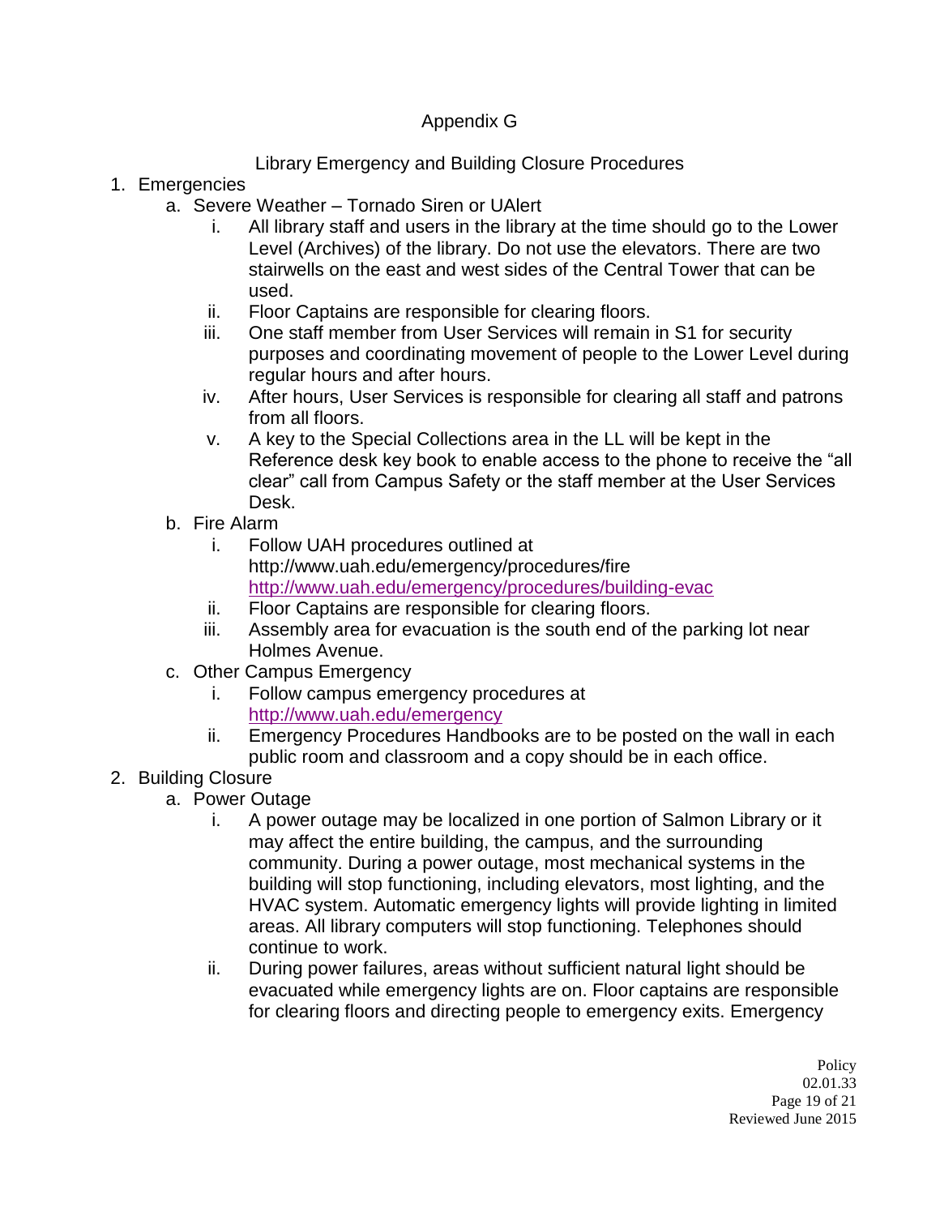# Appendix G

## Library Emergency and Building Closure Procedures

1. Emergencies
   a. Severe Weather – Tornado Siren or UAlert
      i. All library staff and users in the library at the time should go to the Lower Level (Archives) of the library. Do not use the elevators. There are two stairwells on the east and west sides of the Central Tower that can be used.
      ii. Floor Captains are responsible for clearing floors.
      iii. One staff member from User Services will remain in S1 for security purposes and coordinating movement of people to the Lower Level during regular hours and after hours.
      iv. After hours, User Services is responsible for clearing all staff and patrons from all floors.
      v. A key to the Special Collections area in the LL will be kept in the Reference desk key book to enable access to the phone to receive the "all clear" call from Campus Safety or the staff member at the User Services Desk.
   b. Fire Alarm
      i. Follow UAH procedures outlined at http://www.uah.edu/emergency/procedures/fire http://www.uah.edu/emergency/procedures/building-evac
      ii. Floor Captains are responsible for clearing floors.
      iii. Assembly area for evacuation is the south end of the parking lot near Holmes Avenue.
   c. Other Campus Emergency
      i. Follow campus emergency procedures at http://www.uah.edu/emergency
      ii. Emergency Procedures Handbooks are to be posted on the wall in each public room and classroom and a copy should be in each office.
2. Building Closure
   a. Power Outage
      i. A power outage may be localized in one portion of Salmon Library or it may affect the entire building, the campus, and the surrounding community. During a power outage, most mechanical systems in the building will stop functioning, including elevators, most lighting, and the HVAC system. Automatic emergency lights will provide lighting in limited areas. All library computers will stop functioning. Telephones should continue to work.
      ii. During power failures, areas without sufficient natural light should be evacuated while emergency lights are on. Floor captains are responsible for clearing floors and directing people to emergency exits. Emergency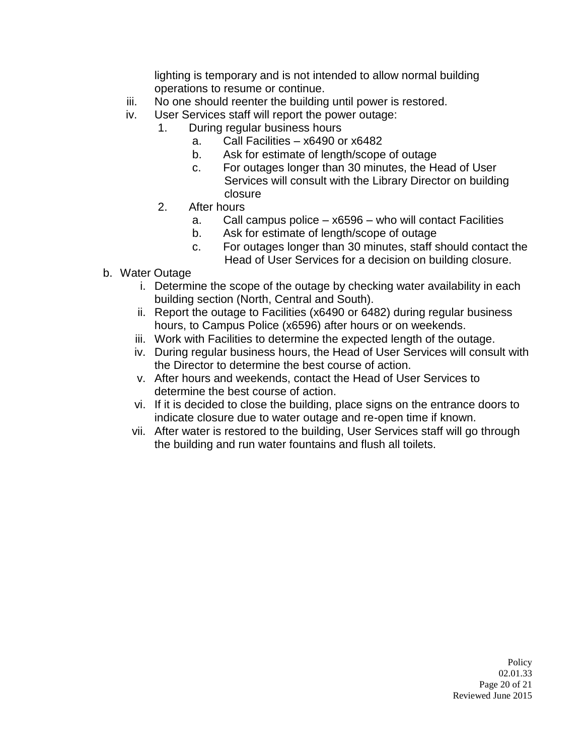lighting is temporary and is not intended to allow normal building operations to resume or continue.

   iii. No one should reenter the building until power is restored.
   iv. User Services staff will report the power outage:
      1. During regular business hours
         a. Call Facilities – x6490 or x6482
         b. Ask for estimate of length/scope of outage
         c. For outages longer than 30 minutes, the Head of User Services will consult with the Library Director on building closure
      2. After hours
         a. Call campus police – x6596 – who will contact Facilities
         b. Ask for estimate of length/scope of outage
         c. For outages longer than 30 minutes, staff should contact the Head of User Services for a decision on building closure.

b. Water Outage
   i. Determine the scope of the outage by checking water availability in each building section (North, Central and South).
   ii. Report the outage to Facilities (x6490 or 6482) during regular business hours, to Campus Police (x6596) after hours or on weekends.
   iii. Work with Facilities to determine the expected length of the outage.
   iv. During regular business hours, the Head of User Services will consult with the Director to determine the best course of action.
   v. After hours and weekends, contact the Head of User Services to determine the best course of action.
   vi. If it is decided to close the building, place signs on the entrance doors to indicate closure due to water outage and re-open time if known.
   vii. After water is restored to the building, User Services staff will go through the building and run water fountains and flush all toilets.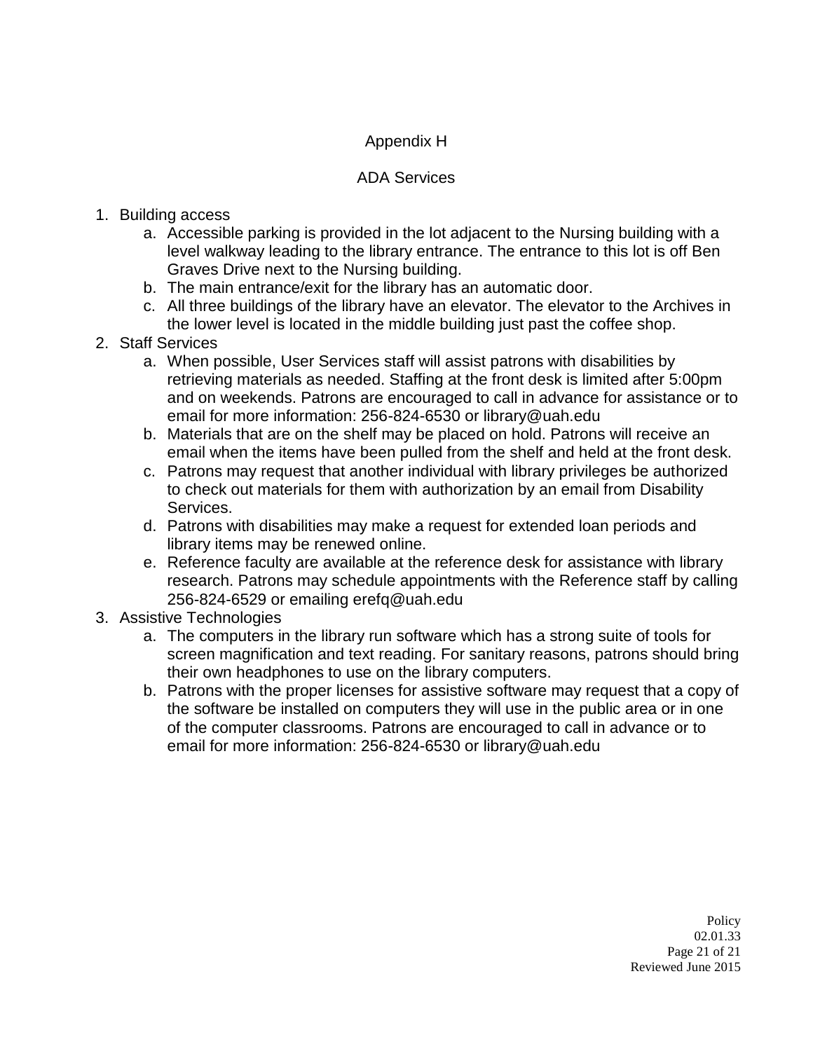# Appendix H

## ADA Services

1. Building access
   a. Accessible parking is provided in the lot adjacent to the Nursing building with a level walkway leading to the library entrance. The entrance to this lot is off Ben Graves Drive next to the Nursing building.
   b. The main entrance/exit for the library has an automatic door.
   c. All three buildings of the library have an elevator. The elevator to the Archives in the lower level is located in the middle building just past the coffee shop.
2. Staff Services
   a. When possible, User Services staff will assist patrons with disabilities by retrieving materials as needed. Staffing at the front desk is limited after 5:00pm and on weekends. Patrons are encouraged to call in advance for assistance or to email for more information: 256-824-6530 or library@uah.edu
   b. Materials that are on the shelf may be placed on hold. Patrons will receive an email when the items have been pulled from the shelf and held at the front desk.
   c. Patrons may request that another individual with library privileges be authorized to check out materials for them with authorization by an email from Disability Services.
   d. Patrons with disabilities may make a request for extended loan periods and library items may be renewed online.
   e. Reference faculty are available at the reference desk for assistance with library research. Patrons may schedule appointments with the Reference staff by calling 256-824-6529 or emailing erefq@uah.edu
3. Assistive Technologies
   a. The computers in the library run software which has a strong suite of tools for screen magnification and text reading. For sanitary reasons, patrons should bring their own headphones to use on the library computers.
   b. Patrons with the proper licenses for assistive software may request that a copy of the software be installed on computers they will use in the public area or in one of the computer classrooms. Patrons are encouraged to call in advance or to email for more information: 256-824-6530 or library@uah.edu